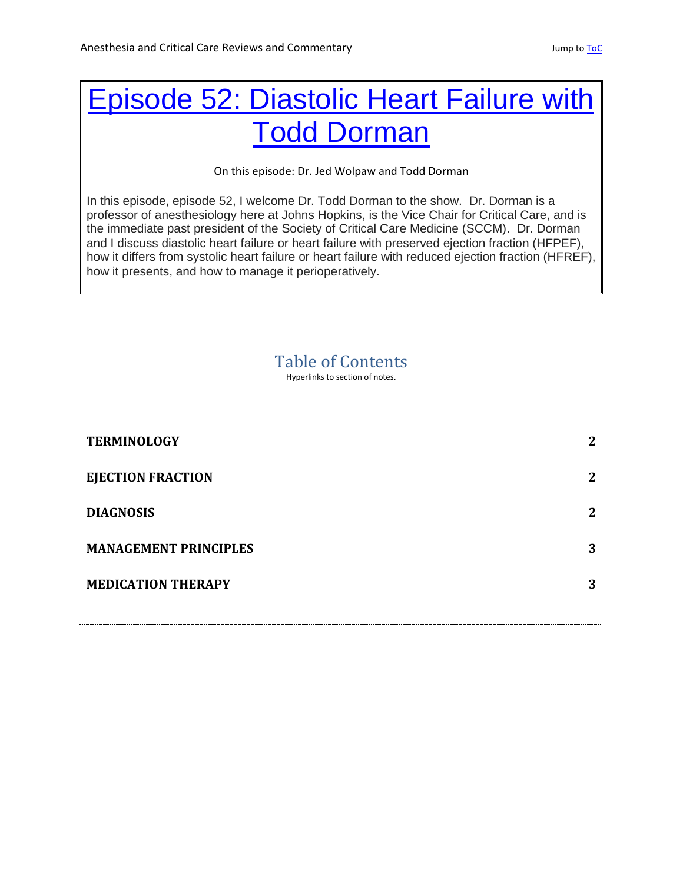# Episode 52: Diastolic Heart Failure with Todd Dorman

On this episode: Dr. Jed Wolpaw and Todd Dorman

In this episode, episode 52, I welcome Dr. Todd Dorman to the show. Dr. Dorman is a professor of anesthesiology here at Johns Hopkins, is the Vice Chair for Critical Care, and is the immediate past president of the Society of Critical Care Medicine (SCCM). Dr. Dorman and I discuss diastolic heart failure or heart failure with preserved ejection fraction (HFPEF), how it differs from systolic heart failure or heart failure with reduced ejection fraction (HFREF), how it presents, and how to manage it perioperatively.

## Table of Contents

Hyperlinks to section of notes.

| | |
|---|---|
| **TERMINOLOGY** | **2** |
| **EJECTION FRACTION** | **2** |
| **DIAGNOSIS** | **2** |
| **MANAGEMENT PRINCIPLES** | **3** |
| **MEDICATION THERAPY** | **3** |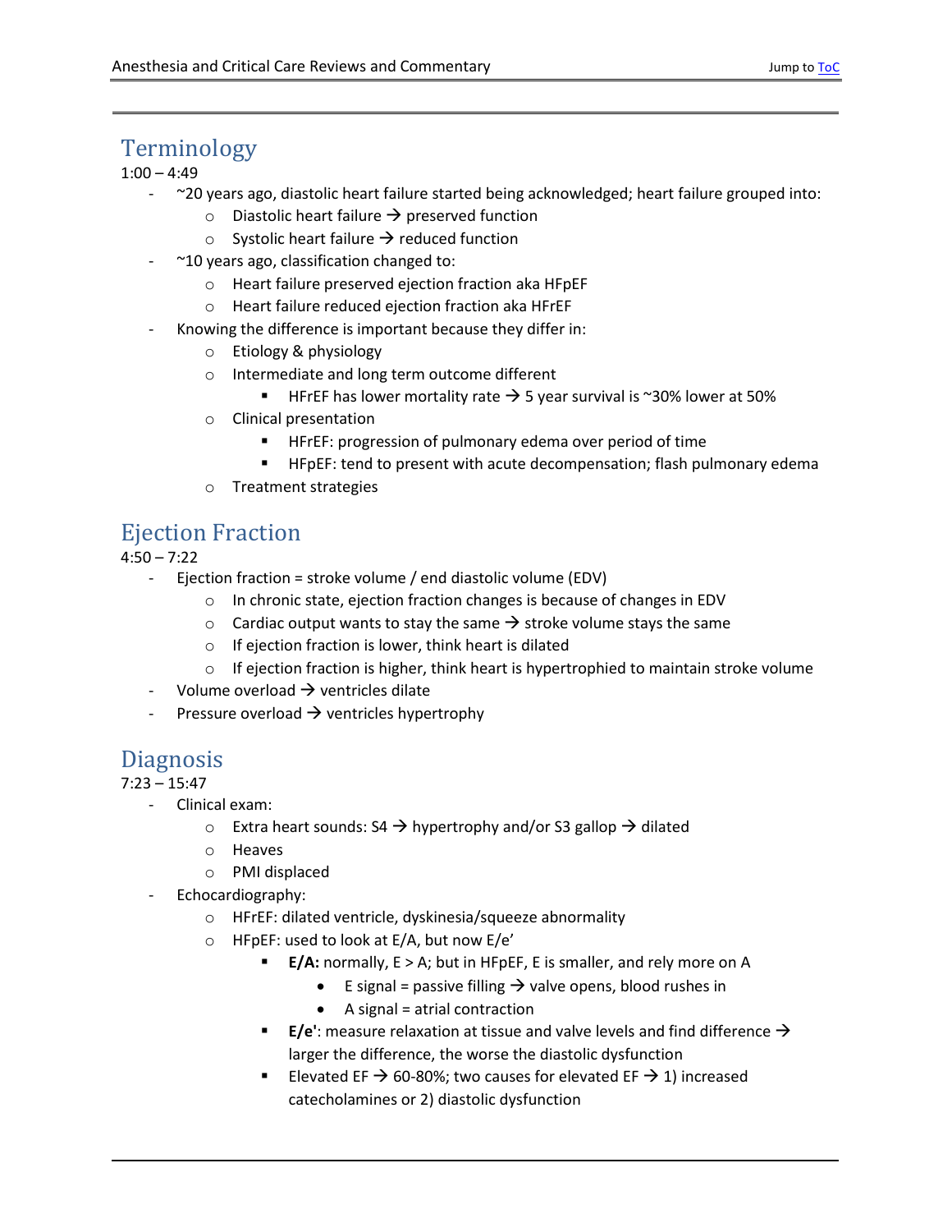## Terminology

1:00 – 4:49

- ~20 years ago, diastolic heart failure started being acknowledged; heart failure grouped into:
  - Diastolic heart failure → preserved function
  - Systolic heart failure → reduced function
- ~10 years ago, classification changed to:
  - Heart failure preserved ejection fraction aka HFpEF
  - Heart failure reduced ejection fraction aka HFrEF
- Knowing the difference is important because they differ in:
  - Etiology & physiology
  - Intermediate and long term outcome different
    - HFrEF has lower mortality rate → 5 year survival is ~30% lower at 50%
  - Clinical presentation
    - HFrEF: progression of pulmonary edema over period of time
    - HFpEF: tend to present with acute decompensation; flash pulmonary edema
  - Treatment strategies

## Ejection Fraction

4:50 – 7:22

- Ejection fraction = stroke volume / end diastolic volume (EDV)
  - In chronic state, ejection fraction changes is because of changes in EDV
  - Cardiac output wants to stay the same → stroke volume stays the same
  - If ejection fraction is lower, think heart is dilated
  - If ejection fraction is higher, think heart is hypertrophied to maintain stroke volume
- Volume overload → ventricles dilate
- Pressure overload → ventricles hypertrophy

## Diagnosis

7:23 – 15:47

- Clinical exam:
  - Extra heart sounds: S4 → hypertrophy and/or S3 gallop → dilated
  - Heaves
  - PMI displaced
- Echocardiography:
  - HFrEF: dilated ventricle, dyskinesia/squeeze abnormality
  - HFpEF: used to look at E/A, but now E/e'
    - **E/A:** normally, E > A; but in HFpEF, E is smaller, and rely more on A
      - E signal = passive filling → valve opens, blood rushes in
      - A signal = atrial contraction
    - **E/e'**: measure relaxation at tissue and valve levels and find difference → larger the difference, the worse the diastolic dysfunction
    - Elevated EF → 60-80%; two causes for elevated EF → 1) increased catecholamines or 2) diastolic dysfunction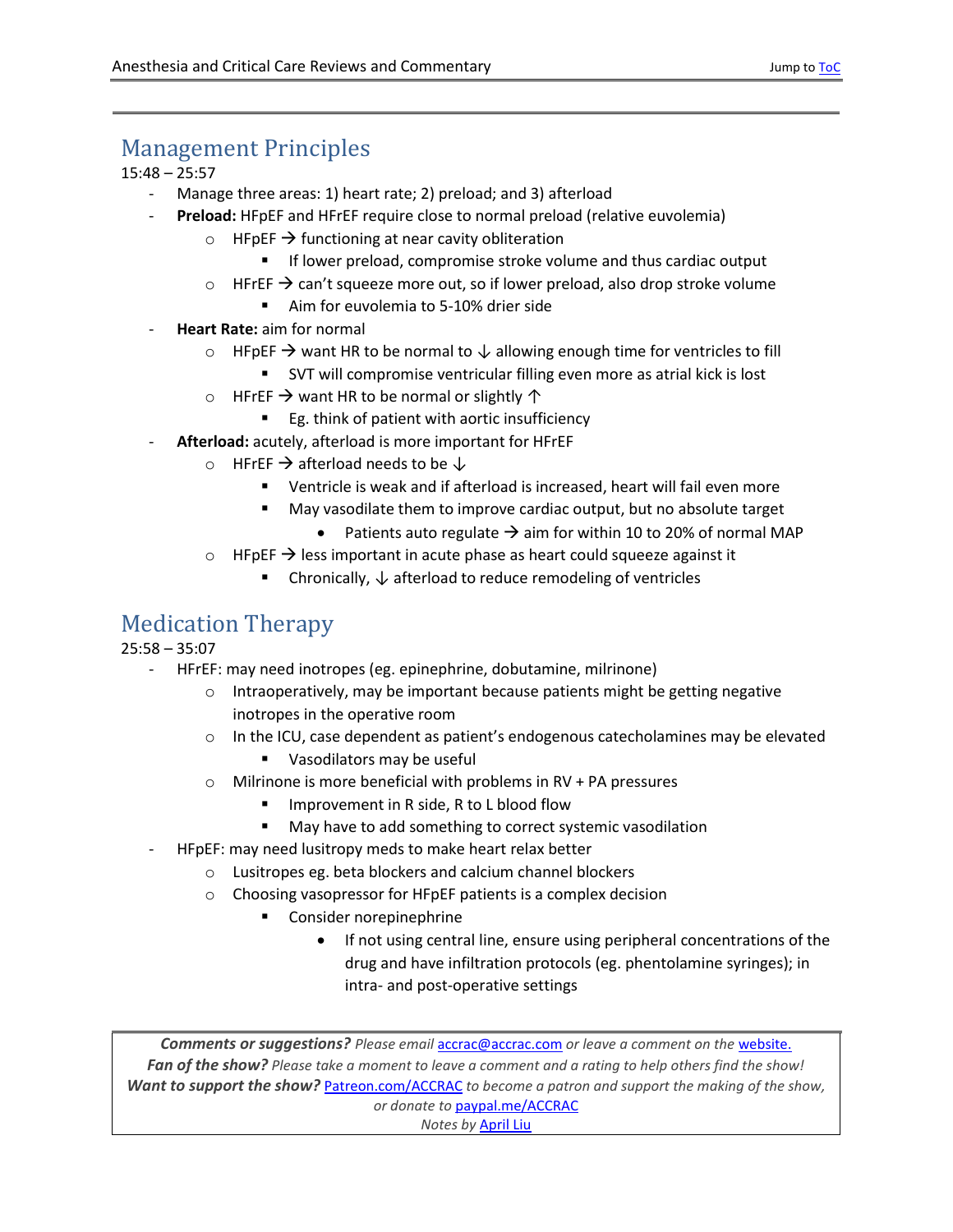## Management Principles

15:48 – 25:57

- Manage three areas: 1) heart rate; 2) preload; and 3) afterload
- **Preload:** HFpEF and HFrEF require close to normal preload (relative euvolemia)
  - HFpEF → functioning at near cavity obliteration
    - If lower preload, compromise stroke volume and thus cardiac output
  - HFrEF → can't squeeze more out, so if lower preload, also drop stroke volume
    - Aim for euvolemia to 5-10% drier side
- **Heart Rate:** aim for normal
  - HFpEF → want HR to be normal to ↓ allowing enough time for ventricles to fill
    - SVT will compromise ventricular filling even more as atrial kick is lost
  - HFrEF → want HR to be normal or slightly ↑
    - Eg. think of patient with aortic insufficiency
- **Afterload:** acutely, afterload is more important for HFrEF
  - HFrEF → afterload needs to be ↓
    - Ventricle is weak and if afterload is increased, heart will fail even more
    - May vasodilate them to improve cardiac output, but no absolute target
      - Patients auto regulate → aim for within 10 to 20% of normal MAP
  - HFpEF → less important in acute phase as heart could squeeze against it
    - Chronically, ↓ afterload to reduce remodeling of ventricles

## Medication Therapy

25:58 – 35:07

- HFrEF: may need inotropes (eg. epinephrine, dobutamine, milrinone)
  - Intraoperatively, may be important because patients might be getting negative inotropes in the operative room
  - In the ICU, case dependent as patient's endogenous catecholamines may be elevated
    - Vasodilators may be useful
  - Milrinone is more beneficial with problems in RV + PA pressures
    - Improvement in R side, R to L blood flow
    - May have to add something to correct systemic vasodilation
- HFpEF: may need lusitropy meds to make heart relax better
  - Lusitropes eg. beta blockers and calcium channel blockers
  - Choosing vasopressor for HFpEF patients is a complex decision
    - Consider norepinephrine
      - If not using central line, ensure using peripheral concentrations of the drug and have infiltration protocols (eg. phentolamine syringes); in intra- and post-operative settings

---

***Comments or suggestions?*** *Please email* accrac@accrac.com *or leave a comment on the* website.
***Fan of the show?*** *Please take a moment to leave a comment and a rating to help others find the show!*
***Want to support the show?*** Patreon.com/ACCRAC *to become a patron and support the making of the show, or donate to* paypal.me/ACCRAC
*Notes by* April Liu